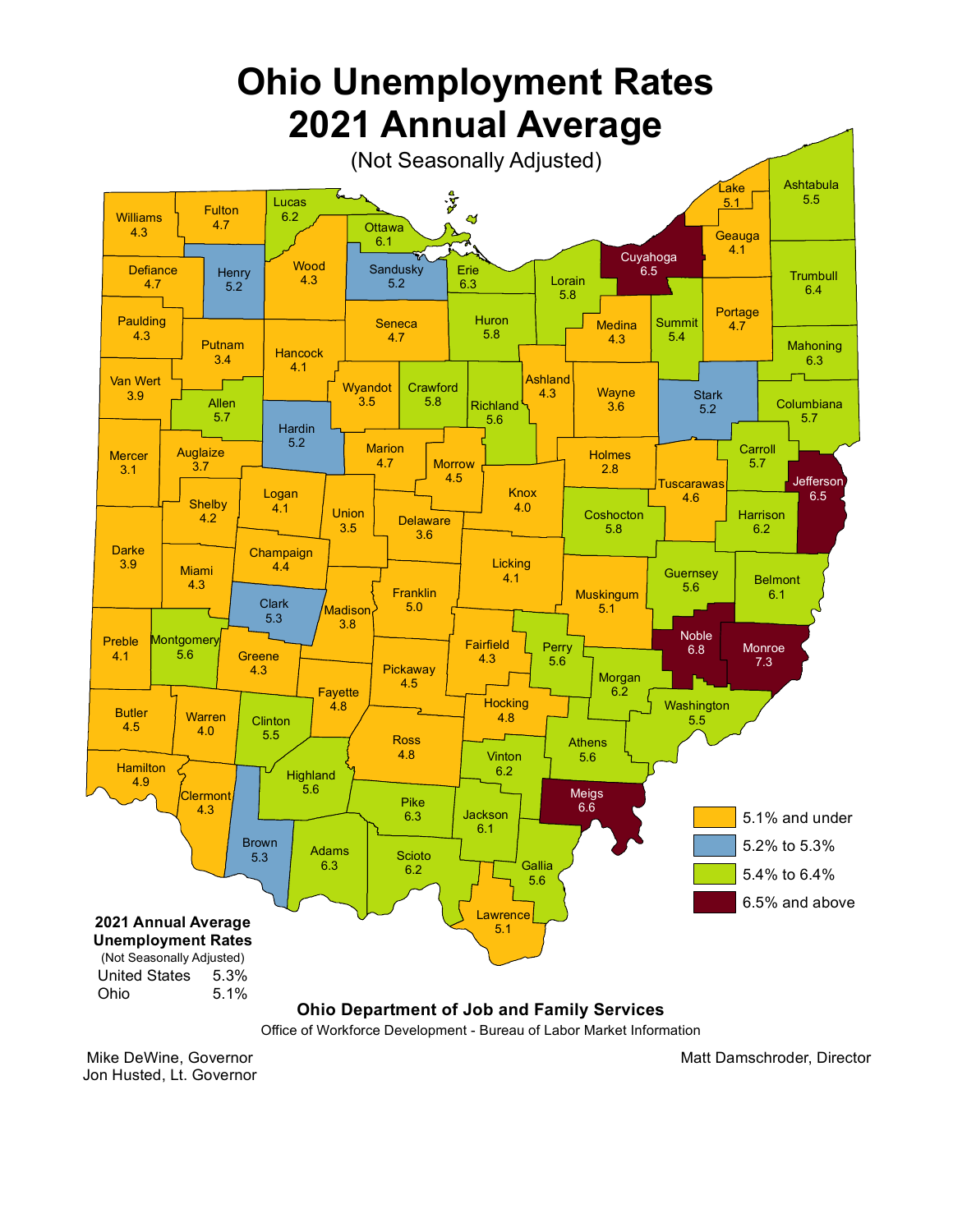# Ohio Unemployment Rates
# 2021 Annual Average

(Not Seasonally Adjusted)

Williams 4.3
Fulton 4.7
Lucas 6.2
Ottawa 6.1
Lake 5.1
Ashtabula 5.5
Defiance 4.7
Henry 5.2
Wood 4.3
Sandusky 5.2
Erie 6.3
Cuyahoga 6.5
Geauga 4.1
Trumbull 6.4
Lorain 5.8
Paulding 4.3
Putnam 3.4
Seneca 4.7
Huron 5.8
Medina 4.3
Summit 5.4
Portage 4.7
Hancock 4.1
Mahoning 6.3
Van Wert 3.9
Wyandot 3.5
Crawford 5.8
Ashland 4.3
Wayne 3.6
Stark 5.2
Allen 5.7
Richland 5.6
Columbiana 5.7
Hardin 5.2
Mercer 3.1
Auglaize 3.7
Marion 4.7
Morrow 4.5
Holmes 2.8
Carroll 5.7
Tuscarawas 4.6
Jefferson 6.5
Logan 4.1
Knox 4.0
Shelby 4.2
Union 3.5
Delaware 3.6
Coshocton 5.8
Harrison 6.2
Darke 3.9
Champaign 4.4
Licking 4.1
Guernsey 5.6
Belmont 6.1
Miami 4.3
Clark 5.3
Madison 3.8
Franklin 5.0
Muskingum 5.1
Noble 6.8
Monroe 7.3
Preble 4.1
Montgomery 5.6
Greene 4.3
Fairfield 4.3
Perry 5.6
Pickaway 4.5
Morgan 6.2
Fayette 4.8
Washington 5.5
Butler 4.5
Warren 4.0
Clinton 5.5
Hocking 4.8
Ross 4.8
Athens 5.6
Vinton 6.2
Hamilton 4.9
Highland 5.6
Meigs 6.6
Clermont 4.3
Pike 6.3
Jackson 6.1
Brown 5.3
Adams 6.3
Scioto 6.2
Gallia 5.6
Lawrence 5.1

5.1% and under
5.2% to 5.3%
5.4% to 6.4%
6.5% and above

**2021 Annual Average Unemployment Rates**
(Not Seasonally Adjusted)

| | |
|---|---|
| United States | 5.3% |
| Ohio | 5.1% |

**Ohio Department of Job and Family Services**

Office of Workforce Development - Bureau of Labor Market Information

Mike DeWine, Governor
Jon Husted, Lt. Governor

Matt Damschroder, Director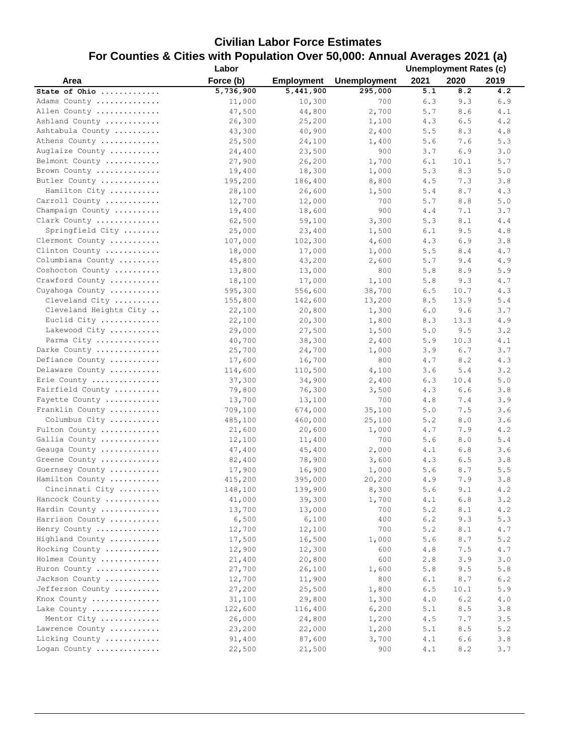## Civilian Labor Force Estimates

## For Counties & Cities with Population Over 50,000: Annual Averages 2021 (a)

| Area | Labor Force (b) | Employment | Unemployment | Unemployment Rates (c) 2021 | 2020 | 2019 |
|---|---|---|---|---|---|---|
| **State of Ohio** | **5,736,900** | **5,441,900** | **295,000** | **5.1** | **8.2** | **4.2** |
| Adams County | 11,000 | 10,300 | 700 | 6.3 | 9.3 | 6.9 |
| Allen County | 47,500 | 44,800 | 2,700 | 5.7 | 8.6 | 4.1 |
| Ashland County | 26,300 | 25,200 | 1,100 | 4.3 | 6.5 | 4.2 |
| Ashtabula County | 43,300 | 40,900 | 2,400 | 5.5 | 8.3 | 4.8 |
| Athens County | 25,500 | 24,100 | 1,400 | 5.6 | 7.6 | 5.3 |
| Auglaize County | 24,400 | 23,500 | 900 | 3.7 | 6.9 | 3.0 |
| Belmont County | 27,900 | 26,200 | 1,700 | 6.1 | 10.1 | 5.7 |
| Brown County | 19,400 | 18,300 | 1,000 | 5.3 | 8.3 | 5.0 |
| Butler County | 195,200 | 186,400 | 8,800 | 4.5 | 7.3 | 3.8 |
| Hamilton City | 28,100 | 26,600 | 1,500 | 5.4 | 8.7 | 4.3 |
| Carroll County | 12,700 | 12,000 | 700 | 5.7 | 8.8 | 5.0 |
| Champaign County | 19,400 | 18,600 | 900 | 4.4 | 7.1 | 3.7 |
| Clark County | 62,500 | 59,100 | 3,300 | 5.3 | 8.1 | 4.4 |
| Springfield City | 25,000 | 23,400 | 1,500 | 6.1 | 9.5 | 4.8 |
| Clermont County | 107,000 | 102,300 | 4,600 | 4.3 | 6.9 | 3.8 |
| Clinton County | 18,000 | 17,000 | 1,000 | 5.5 | 8.4 | 4.7 |
| Columbiana County | 45,800 | 43,200 | 2,600 | 5.7 | 9.4 | 4.9 |
| Coshocton County | 13,800 | 13,000 | 800 | 5.8 | 8.9 | 5.9 |
| Crawford County | 18,100 | 17,000 | 1,100 | 5.8 | 9.3 | 4.7 |
| Cuyahoga County | 595,300 | 556,600 | 38,700 | 6.5 | 10.7 | 4.3 |
| Cleveland City | 155,800 | 142,600 | 13,200 | 8.5 | 13.9 | 5.4 |
| Cleveland Heights City | 22,100 | 20,800 | 1,300 | 6.0 | 9.6 | 3.7 |
| Euclid City | 22,100 | 20,300 | 1,800 | 8.3 | 13.3 | 4.9 |
| Lakewood City | 29,000 | 27,500 | 1,500 | 5.0 | 9.5 | 3.2 |
| Parma City | 40,700 | 38,300 | 2,400 | 5.9 | 10.3 | 4.1 |
| Darke County | 25,700 | 24,700 | 1,000 | 3.9 | 6.7 | 3.7 |
| Defiance County | 17,600 | 16,700 | 800 | 4.7 | 8.2 | 4.3 |
| Delaware County | 114,600 | 110,500 | 4,100 | 3.6 | 5.4 | 3.2 |
| Erie County | 37,300 | 34,900 | 2,400 | 6.3 | 10.4 | 5.0 |
| Fairfield County | 79,800 | 76,300 | 3,500 | 4.3 | 6.6 | 3.8 |
| Fayette County | 13,700 | 13,100 | 700 | 4.8 | 7.4 | 3.9 |
| Franklin County | 709,100 | 674,000 | 35,100 | 5.0 | 7.5 | 3.6 |
| Columbus City | 485,100 | 460,000 | 25,100 | 5.2 | 8.0 | 3.6 |
| Fulton County | 21,600 | 20,600 | 1,000 | 4.7 | 7.9 | 4.2 |
| Gallia County | 12,100 | 11,400 | 700 | 5.6 | 8.0 | 5.4 |
| Geauga County | 47,400 | 45,400 | 2,000 | 4.1 | 6.8 | 3.6 |
| Greene County | 82,400 | 78,900 | 3,600 | 4.3 | 6.5 | 3.8 |
| Guernsey County | 17,900 | 16,900 | 1,000 | 5.6 | 8.7 | 5.5 |
| Hamilton County | 415,200 | 395,000 | 20,200 | 4.9 | 7.9 | 3.8 |
| Cincinnati City | 148,100 | 139,900 | 8,300 | 5.6 | 9.1 | 4.2 |
| Hancock County | 41,000 | 39,300 | 1,700 | 4.1 | 6.8 | 3.2 |
| Hardin County | 13,700 | 13,000 | 700 | 5.2 | 8.1 | 4.2 |
| Harrison County | 6,500 | 6,100 | 400 | 6.2 | 9.3 | 5.3 |
| Henry County | 12,700 | 12,100 | 700 | 5.2 | 8.1 | 4.7 |
| Highland County | 17,500 | 16,500 | 1,000 | 5.6 | 8.7 | 5.2 |
| Hocking County | 12,900 | 12,300 | 600 | 4.8 | 7.5 | 4.7 |
| Holmes County | 21,400 | 20,800 | 600 | 2.8 | 3.9 | 3.0 |
| Huron County | 27,700 | 26,100 | 1,600 | 5.8 | 9.5 | 5.8 |
| Jackson County | 12,700 | 11,900 | 800 | 6.1 | 8.7 | 6.2 |
| Jefferson County | 27,200 | 25,500 | 1,800 | 6.5 | 10.1 | 5.9 |
| Knox County | 31,100 | 29,800 | 1,300 | 4.0 | 6.2 | 4.0 |
| Lake County | 122,600 | 116,400 | 6,200 | 5.1 | 8.5 | 3.8 |
| Mentor City | 26,000 | 24,800 | 1,200 | 4.5 | 7.7 | 3.5 |
| Lawrence County | 23,200 | 22,000 | 1,200 | 5.1 | 8.5 | 5.2 |
| Licking County | 91,400 | 87,600 | 3,700 | 4.1 | 6.6 | 3.8 |
| Logan County | 22,500 | 21,500 | 900 | 4.1 | 8.2 | 3.7 |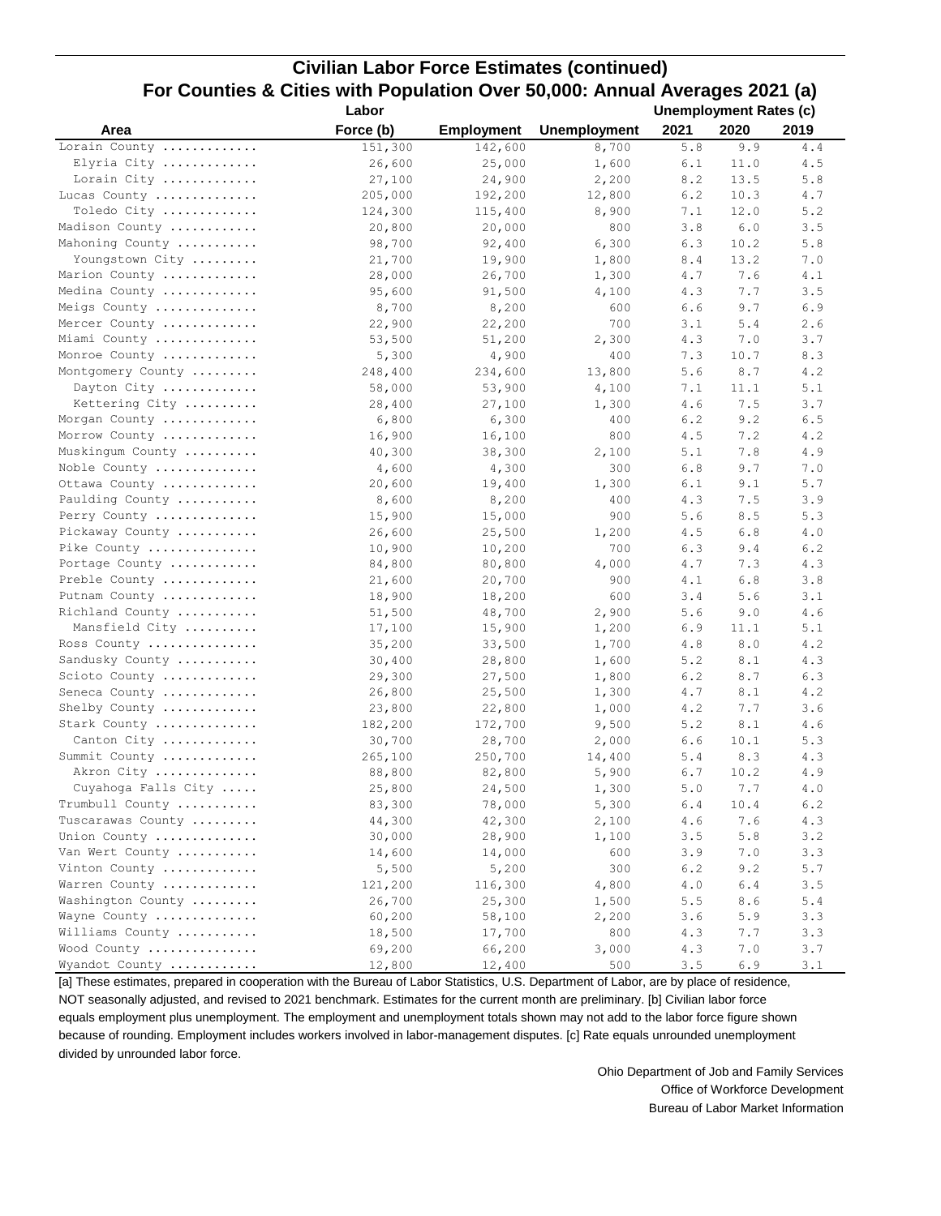# Civilian Labor Force Estimates (continued)

## For Counties & Cities with Population Over 50,000: Annual Averages 2021 (a)

| Area | Labor Force (b) | Employment | Unemployment | Unemployment Rates (c) 2021 | 2020 | 2019 |
|---|---|---|---|---|---|---|
| Lorain County ............ | 151,300 | 142,600 | 8,700 | 5.8 | 9.9 | 4.4 |
| Elyria City ............ | 26,600 | 25,000 | 1,600 | 6.1 | 11.0 | 4.5 |
| Lorain City ............ | 27,100 | 24,900 | 2,200 | 8.2 | 13.5 | 5.8 |
| Lucas County ............. | 205,000 | 192,200 | 12,800 | 6.2 | 10.3 | 4.7 |
| Toledo City ............ | 124,300 | 115,400 | 8,900 | 7.1 | 12.0 | 5.2 |
| Madison County ........... | 20,800 | 20,000 | 800 | 3.8 | 6.0 | 3.5 |
| Mahoning County .......... | 98,700 | 92,400 | 6,300 | 6.3 | 10.2 | 5.8 |
| Youngstown City ........ | 21,700 | 19,900 | 1,800 | 8.4 | 13.2 | 7.0 |
| Marion County ............ | 28,000 | 26,700 | 1,300 | 4.7 | 7.6 | 4.1 |
| Medina County ............ | 95,600 | 91,500 | 4,100 | 4.3 | 7.7 | 3.5 |
| Meigs County ............. | 8,700 | 8,200 | 600 | 6.6 | 9.7 | 6.9 |
| Mercer County ............ | 22,900 | 22,200 | 700 | 3.1 | 5.4 | 2.6 |
| Miami County ............. | 53,500 | 51,200 | 2,300 | 4.3 | 7.0 | 3.7 |
| Monroe County ............ | 5,300 | 4,900 | 400 | 7.3 | 10.7 | 8.3 |
| Montgomery County ........ | 248,400 | 234,600 | 13,800 | 5.6 | 8.7 | 4.2 |
| Dayton City ............ | 58,000 | 53,900 | 4,100 | 7.1 | 11.1 | 5.1 |
| Kettering City ......... | 28,400 | 27,100 | 1,300 | 4.6 | 7.5 | 3.7 |
| Morgan County ............ | 6,800 | 6,300 | 400 | 6.2 | 9.2 | 6.5 |
| Morrow County ............ | 16,900 | 16,100 | 800 | 4.5 | 7.2 | 4.2 |
| Muskingum County ......... | 40,300 | 38,300 | 2,100 | 5.1 | 7.8 | 4.9 |
| Noble County ............. | 4,600 | 4,300 | 300 | 6.8 | 9.7 | 7.0 |
| Ottawa County ............ | 20,600 | 19,400 | 1,300 | 6.1 | 9.1 | 5.7 |
| Paulding County .......... | 8,600 | 8,200 | 400 | 4.3 | 7.5 | 3.9 |
| Perry County ............. | 15,900 | 15,000 | 900 | 5.6 | 8.5 | 5.3 |
| Pickaway County .......... | 26,600 | 25,500 | 1,200 | 4.5 | 6.8 | 4.0 |
| Pike County .............. | 10,900 | 10,200 | 700 | 6.3 | 9.4 | 6.2 |
| Portage County ........... | 84,800 | 80,800 | 4,000 | 4.7 | 7.3 | 4.3 |
| Preble County ............ | 21,600 | 20,700 | 900 | 4.1 | 6.8 | 3.8 |
| Putnam County ............ | 18,900 | 18,200 | 600 | 3.4 | 5.6 | 3.1 |
| Richland County .......... | 51,500 | 48,700 | 2,900 | 5.6 | 9.0 | 4.6 |
| Mansfield City ......... | 17,100 | 15,900 | 1,200 | 6.9 | 11.1 | 5.1 |
| Ross County .............. | 35,200 | 33,500 | 1,700 | 4.8 | 8.0 | 4.2 |
| Sandusky County .......... | 30,400 | 28,800 | 1,600 | 5.2 | 8.1 | 4.3 |
| Scioto County ............ | 29,300 | 27,500 | 1,800 | 6.2 | 8.7 | 6.3 |
| Seneca County ............ | 26,800 | 25,500 | 1,300 | 4.7 | 8.1 | 4.2 |
| Shelby County ............ | 23,800 | 22,800 | 1,000 | 4.2 | 7.7 | 3.6 |
| Stark County ............. | 182,200 | 172,700 | 9,500 | 5.2 | 8.1 | 4.6 |
| Canton City ............ | 30,700 | 28,700 | 2,000 | 6.6 | 10.1 | 5.3 |
| Summit County ............ | 265,100 | 250,700 | 14,400 | 5.4 | 8.3 | 4.3 |
| Akron City ............. | 88,800 | 82,800 | 5,900 | 6.7 | 10.2 | 4.9 |
| Cuyahoga Falls City ..... | 25,800 | 24,500 | 1,300 | 5.0 | 7.7 | 4.0 |
| Trumbull County .......... | 83,300 | 78,000 | 5,300 | 6.4 | 10.4 | 6.2 |
| Tuscarawas County ........ | 44,300 | 42,300 | 2,100 | 4.6 | 7.6 | 4.3 |
| Union County ............. | 30,000 | 28,900 | 1,100 | 3.5 | 5.8 | 3.2 |
| Van Wert County .......... | 14,600 | 14,000 | 600 | 3.9 | 7.0 | 3.3 |
| Vinton County ............ | 5,500 | 5,200 | 300 | 6.2 | 9.2 | 5.7 |
| Warren County ............ | 121,200 | 116,300 | 4,800 | 4.0 | 6.4 | 3.5 |
| Washington County ........ | 26,700 | 25,300 | 1,500 | 5.5 | 8.6 | 5.4 |
| Wayne County ............. | 60,200 | 58,100 | 2,200 | 3.6 | 5.9 | 3.3 |
| Williams County .......... | 18,500 | 17,700 | 800 | 4.3 | 7.7 | 3.3 |
| Wood County .............. | 69,200 | 66,200 | 3,000 | 4.3 | 7.0 | 3.7 |
| Wyandot County ........... | 12,800 | 12,400 | 500 | 3.5 | 6.9 | 3.1 |

[a] These estimates, prepared in cooperation with the Bureau of Labor Statistics, U.S. Department of Labor, are by place of residence, NOT seasonally adjusted, and revised to 2021 benchmark. Estimates for the current month are preliminary. [b] Civilian labor force equals employment plus unemployment. The employment and unemployment totals shown may not add to the labor force figure shown because of rounding. Employment includes workers involved in labor-management disputes. [c] Rate equals unrounded unemployment divided by unrounded labor force.

Ohio Department of Job and Family Services
Office of Workforce Development
Bureau of Labor Market Information